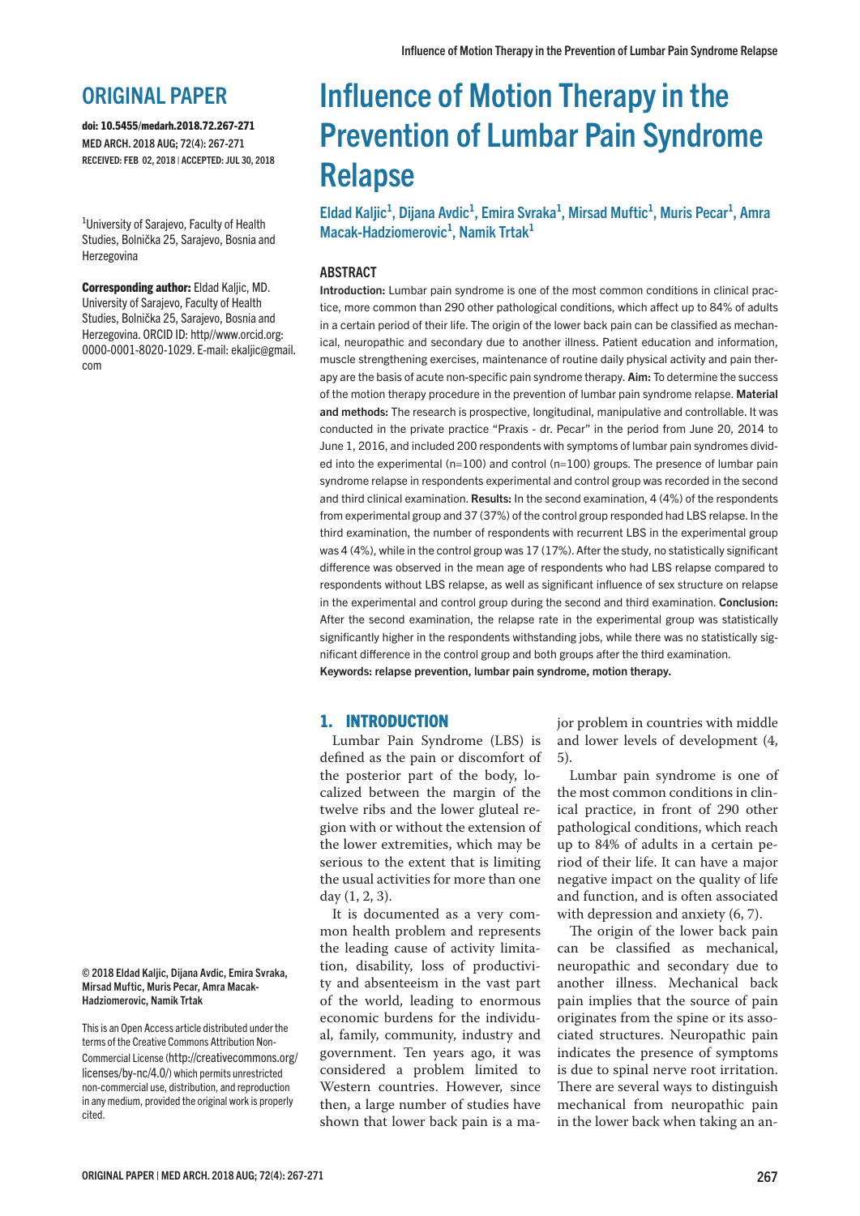## ORIGINAL PAPER

**doi: 10.5455/medarh.2018.72.267-271**
**MED ARCH. 2018 AUG; 72(4): 267-271**
**RECEIVED: FEB 02, 2018 | ACCEPTED: JUL 30, 2018**

[1]University of Sarajevo, Faculty of Health Studies, Bolnička 25, Sarajevo, Bosnia and Herzegovina

**Corresponding author:** Eldad Kaljic, MD. University of Sarajevo, Faculty of Health Studies, Bolnička 25, Sarajevo, Bosnia and Herzegovina. ORCID ID: http//www.orcid.org: 0000-0001-8020-1029. E-mail: ekaljic@gmail.com

**© 2018 Eldad Kaljic, Dijana Avdic, Emira Svraka, Mirsad Muftic, Muris Pecar, Amra Macak-Hadziomerovic, Namik Trtak**

This is an Open Access article distributed under the terms of the Creative Commons Attribution Non-Commercial License (http://creativecommons.org/licenses/by-nc/4.0/) which permits unrestricted non-commercial use, distribution, and reproduction in any medium, provided the original work is properly cited.

# Influence of Motion Therapy in the Prevention of Lumbar Pain Syndrome Relapse

**Eldad Kaljic[1], Dijana Avdic[1], Emira Svraka[1], Mirsad Muftic[1], Muris Pecar[1], Amra Macak-Hadziomerovic[1], Namik Trtak[1]**

### ABSTRACT

**Introduction:** Lumbar pain syndrome is one of the most common conditions in clinical practice, more common than 290 other pathological conditions, which affect up to 84% of adults in a certain period of their life. The origin of the lower back pain can be classified as mechanical, neuropathic and secondary due to another illness. Patient education and information, muscle strengthening exercises, maintenance of routine daily physical activity and pain therapy are the basis of acute non-specific pain syndrome therapy. **Aim:** To determine the success of the motion therapy procedure in the prevention of lumbar pain syndrome relapse. **Material and methods:** The research is prospective, longitudinal, manipulative and controllable. It was conducted in the private practice "Praxis - dr. Pecar" in the period from June 20, 2014 to June 1, 2016, and included 200 respondents with symptoms of lumbar pain syndromes divided into the experimental (n=100) and control (n=100) groups. The presence of lumbar pain syndrome relapse in respondents experimental and control group was recorded in the second and third clinical examination. **Results:** In the second examination, 4 (4%) of the respondents from experimental group and 37 (37%) of the control group responded had LBS relapse. In the third examination, the number of respondents with recurrent LBS in the experimental group was 4 (4%), while in the control group was 17 (17%). After the study, no statistically significant difference was observed in the mean age of respondents who had LBS relapse compared to respondents without LBS relapse, as well as significant influence of sex structure on relapse in the experimental and control group during the second and third examination. **Conclusion:** After the second examination, the relapse rate in the experimental group was statistically significantly higher in the respondents withstanding jobs, while there was no statistically significant difference in the control group and both groups after the third examination.

**Keywords: relapse prevention, lumbar pain syndrome, motion therapy.**

## 1. INTRODUCTION

Lumbar Pain Syndrome (LBS) is defined as the pain or discomfort of the posterior part of the body, localized between the margin of the twelve ribs and the lower gluteal region with or without the extension of the lower extremities, which may be serious to the extent that is limiting the usual activities for more than one day (1, 2, 3).

It is documented as a very common health problem and represents the leading cause of activity limitation, disability, loss of productivity and absenteeism in the vast part of the world, leading to enormous economic burdens for the individual, family, community, industry and government. Ten years ago, it was considered a problem limited to Western countries. However, since then, a large number of studies have shown that lower back pain is a major problem in countries with middle and lower levels of development (4, 5).

Lumbar pain syndrome is one of the most common conditions in clinical practice, in front of 290 other pathological conditions, which reach up to 84% of adults in a certain period of their life. It can have a major negative impact on the quality of life and function, and is often associated with depression and anxiety (6, 7).

The origin of the lower back pain can be classified as mechanical, neuropathic and secondary due to another illness. Mechanical back pain implies that the source of pain originates from the spine or its associated structures. Neuropathic pain indicates the presence of symptoms is due to spinal nerve root irritation. There are several ways to distinguish mechanical from neuropathic pain in the lower back when taking an an-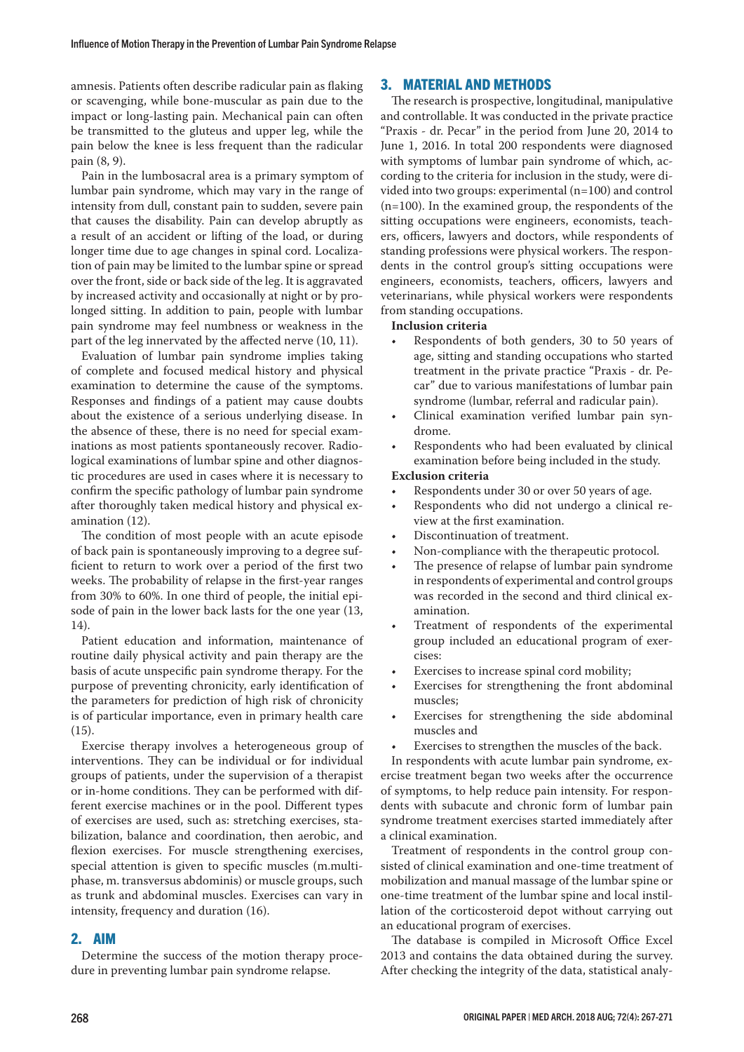amnesia. Patients often describe radicular pain as flaking or scavenging, while bone-muscular as pain due to the impact or long-lasting pain. Mechanical pain can often be transmitted to the gluteus and upper leg, while the pain below the knee is less frequent than the radicular pain (8, 9).

Pain in the lumbosacral area is a primary symptom of lumbar pain syndrome, which may vary in the range of intensity from dull, constant pain to sudden, severe pain that causes the disability. Pain can develop abruptly as a result of an accident or lifting of the load, or during longer time due to age changes in spinal cord. Localization of pain may be limited to the lumbar spine or spread over the front, side or back side of the leg. It is aggravated by increased activity and occasionally at night or by prolonged sitting. In addition to pain, people with lumbar pain syndrome may feel numbness or weakness in the part of the leg innervated by the affected nerve (10, 11).

Evaluation of lumbar pain syndrome implies taking of complete and focused medical history and physical examination to determine the cause of the symptoms. Responses and findings of a patient may cause doubts about the existence of a serious underlying disease. In the absence of these, there is no need for special examinations as most patients spontaneously recover. Radiological examinations of lumbar spine and other diagnostic procedures are used in cases where it is necessary to confirm the specific pathology of lumbar pain syndrome after thoroughly taken medical history and physical examination (12).

The condition of most people with an acute episode of back pain is spontaneously improving to a degree sufficient to return to work over a period of the first two weeks. The probability of relapse in the first-year ranges from 30% to 60%. In one third of people, the initial episode of pain in the lower back lasts for the one year (13, 14).

Patient education and information, maintenance of routine daily physical activity and pain therapy are the basis of acute unspecific pain syndrome therapy. For the purpose of preventing chronicity, early identification of the parameters for prediction of high risk of chronicity is of particular importance, even in primary health care (15).

Exercise therapy involves a heterogeneous group of interventions. They can be individual or for individual groups of patients, under the supervision of a therapist or in-home conditions. They can be performed with different exercise machines or in the pool. Different types of exercises are used, such as: stretching exercises, stabilization, balance and coordination, then aerobic, and flexion exercises. For muscle strengthening exercises, special attention is given to specific muscles (m.multiphase, m. transversus abdominis) or muscle groups, such as trunk and abdominal muscles. Exercises can vary in intensity, frequency and duration (16).

## 2. AIM

Determine the success of the motion therapy procedure in preventing lumbar pain syndrome relapse.

## 3. MATERIAL AND METHODS

The research is prospective, longitudinal, manipulative and controllable. It was conducted in the private practice "Praxis - dr. Pecar" in the period from June 20, 2014 to June 1, 2016. In total 200 respondents were diagnosed with symptoms of lumbar pain syndrome of which, according to the criteria for inclusion in the study, were divided into two groups: experimental (n=100) and control (n=100). In the examined group, the respondents of the sitting occupations were engineers, economists, teachers, officers, lawyers and doctors, while respondents of standing professions were physical workers. The respondents in the control group's sitting occupations were engineers, economists, teachers, officers, lawyers and veterinarians, while physical workers were respondents from standing occupations.

**Inclusion criteria**

- Respondents of both genders, 30 to 50 years of age, sitting and standing occupations who started treatment in the private practice "Praxis - dr. Pecar" due to various manifestations of lumbar pain syndrome (lumbar, referral and radicular pain).
- Clinical examination verified lumbar pain syndrome.
- Respondents who had been evaluated by clinical examination before being included in the study.

**Exclusion criteria**

- Respondents under 30 or over 50 years of age.
- Respondents who did not undergo a clinical review at the first examination.
- Discontinuation of treatment.
- Non-compliance with the therapeutic protocol.
- The presence of relapse of lumbar pain syndrome in respondents of experimental and control groups was recorded in the second and third clinical examination.
- Treatment of respondents of the experimental group included an educational program of exercises:
- Exercises to increase spinal cord mobility;
- Exercises for strengthening the front abdominal muscles;
- Exercises for strengthening the side abdominal muscles and
- Exercises to strengthen the muscles of the back.

In respondents with acute lumbar pain syndrome, exercise treatment began two weeks after the occurrence of symptoms, to help reduce pain intensity. For respondents with subacute and chronic form of lumbar pain syndrome treatment exercises started immediately after a clinical examination.

Treatment of respondents in the control group consisted of clinical examination and one-time treatment of mobilization and manual massage of the lumbar spine or one-time treatment of the lumbar spine and local instillation of the corticosteroid depot without carrying out an educational program of exercises.

The database is compiled in Microsoft Office Excel 2013 and contains the data obtained during the survey. After checking the integrity of the data, statistical analy-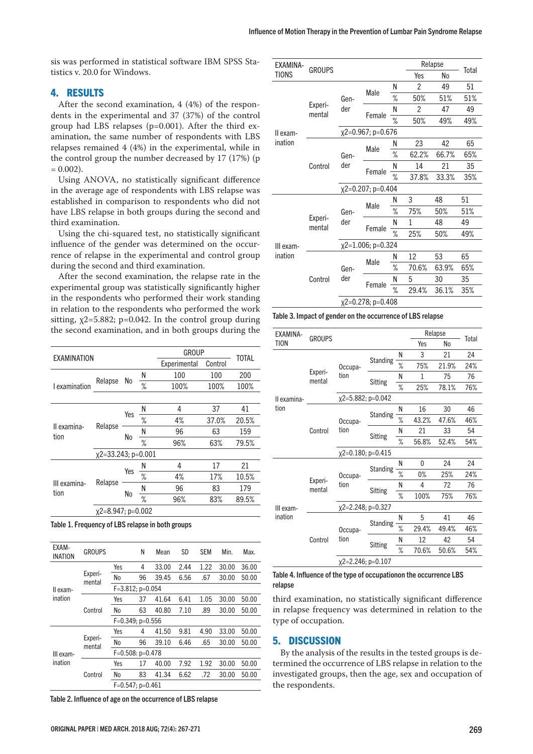sis was performed in statistical software IBM SPSS Statistics v. 20.0 for Windows.

## 4. RESULTS

After the second examination, 4 (4%) of the respondents in the experimental and 37 (37%) of the control group had LBS relapses (p=0.001). After the third examination, the same number of respondents with LBS relapses remained 4 (4%) in the experimental, while in the control group the number decreased by 17 (17%) (p = 0.002).

Using ANOVA, no statistically significant difference in the average age of respondents with LBS relapse was established in comparison to respondents who did not have LBS relapse in both groups during the second and third examination.

Using the chi-squared test, no statistically significant influence of the gender was determined on the occurrence of relapse in the experimental and control group during the second and third examination.

After the second examination, the relapse rate in the experimental group was statistically significantly higher in the respondents who performed their work standing in relation to the respondents who performed the work sitting, $\chi2=5.882$; p=0.042. In the control group during the second examination, and in both groups during the third examination, no statistically significant difference in relapse frequency was determined in relation to the type of occupation.

| EXAMINATION | | | | GROUP | | TOTAL |
|---|---|---|---|---|---|---|
| | | | | Experimental | Control | |
| I examination | Relapse | No | N | 100 | 100 | 200 |
| | | | % | 100% | 100% | 100% |
| II examination | Relapse | Yes | N | 4 | 37 | 41 |
| | | | % | 4% | 37.0% | 20.5% |
| | | No | N | 96 | 63 | 159 |
| | | | % | 96% | 63% | 79.5% |
| | $\chi2=33.243$; p=0.001 | | | | | |
| III examination | Relapse | Yes | N | 4 | 17 | 21 |
| | | | % | 4% | 17% | 10.5% |
| | | No | N | 96 | 83 | 179 |
| | | | % | 96% | 83% | 89.5% |
| | $\chi2=8.947$; p=0.002 | | | | | |

Table 1. Frequency of LBS relapse in both groups

| EXAMINATION | GROUPS | | N | Mean | SD | SEM | Min. | Max. |
|---|---|---|---|---|---|---|---|---|
| II examination | Experimental | Yes | 4 | 33.00 | 2.44 | 1.22 | 30.00 | 36.00 |
| | | No | 96 | 39.45 | 6.56 | .67 | 30.00 | 50.00 |
| | | F=3.812; p=0.054 | | | | | | |
| | Control | Yes | 37 | 41.64 | 6.41 | 1.05 | 30.00 | 50.00 |
| | | No | 63 | 40.80 | 7.10 | .89 | 30.00 | 50.00 |
| | | F=0.349; p=0.556 | | | | | | |
| III examination | Experimental | Yes | 4 | 41.50 | 9.81 | 4.90 | 33.00 | 50.00 |
| | | No | 96 | 39.10 | 6.46 | .65 | 30.00 | 50.00 |
| | | F=0.508: p=0.478 | | | | | | |
| | Control | Yes | 17 | 40.00 | 7.92 | 1.92 | 30.00 | 50.00 |
| | | No | 83 | 41.34 | 6.62 | .72 | 30.00 | 50.00 |
| | | F=0.547; p=0.461 | | | | | | |

Table 2. Influence of age on the occurrence of LBS relapse

| EXAMINATIONS | GROUPS | | | | Relapse | | Total |
|---|---|---|---|---|---|---|---|
| | | | | | Yes | No | |
| II examination | Experimental | Gender | Male | N | 2 | 49 | 51 |
| | | | | % | 50% | 51% | 51% |
| | | | Female | N | 2 | 47 | 49 |
| | | | | % | 50% | 49% | 49% |
| | | $\chi2=0.967$; p=0.676 | | | | | |
| | Control | Gender | Male | N | 23 | 42 | 65 |
| | | | | % | 62.2% | 66.7% | 65% |
| | | | Female | N | 14 | 21 | 35 |
| | | | | % | 37.8% | 33.3% | 35% |
| | | $\chi2=0.207$; p=0.404 | | | | | |
| III examination | Experimental | Gender | Male | N | 3 | 48 | 51 |
| | | | | % | 75% | 50% | 51% |
| | | | Female | N | 1 | 48 | 49 |
| | | | | % | 25% | 50% | 49% |
| | | $\chi2=1.006$; p=0.324 | | | | | |
| | Control | Gender | Male | N | 12 | 53 | 65 |
| | | | | % | 70.6% | 63.9% | 65% |
| | | | Female | N | 5 | 30 | 35 |
| | | | | % | 29.4% | 36.1% | 35% |
| | | $\chi2=0.278$; p=0.408 | | | | | |

Table 3. Impact of gender on the occurrence of LBS relapse

| EXAMINATION | GROUPS | | | | Relapse | | Total |
|---|---|---|---|---|---|---|---|
| | | | | | Yes | No | |
| II examination | Experimental | Occupation | Standing | N | 3 | 21 | 24 |
| | | | | % | 75% | 21.9% | 24% |
| | | | Sitting | N | 1 | 75 | 76 |
| | | | | % | 25% | 78.1% | 76% |
| | | $\chi2=5.882$; p=0.042 | | | | | |
| | Control | Occupation | Standing | N | 16 | 30 | 46 |
| | | | | % | 43.2% | 47.6% | 46% |
| | | | Sitting | N | 21 | 33 | 54 |
| | | | | % | 56.8% | 52.4% | 54% |
| | | $\chi2=0.180$; p=0.415 | | | | | |
| III examination | Experimental | Occupation | Standing | N | 0 | 24 | 24 |
| | | | | % | 0% | 25% | 24% |
| | | | Sitting | N | 4 | 72 | 76 |
| | | | | % | 100% | 75% | 76% |
| | | $\chi2=2.248$; p=0.327 | | | | | |
| | Control | Occupation | Standing | N | 5 | 41 | 46 |
| | | | | % | 29.4% | 49.4% | 46% |
| | | | Sitting | N | 12 | 42 | 54 |
| | | | | % | 70.6% | 50.6% | 54% |
| | | $\chi2=2.246$; p=0.107 | | | | | |

Table 4. Influence of the type of occupationon the occurrence LBS relapse

## 5. DISCUSSION

By the analysis of the results in the tested groups is determined the occurrence of LBS relapse in relation to the investigated groups, then the age, sex and occupation of the respondents.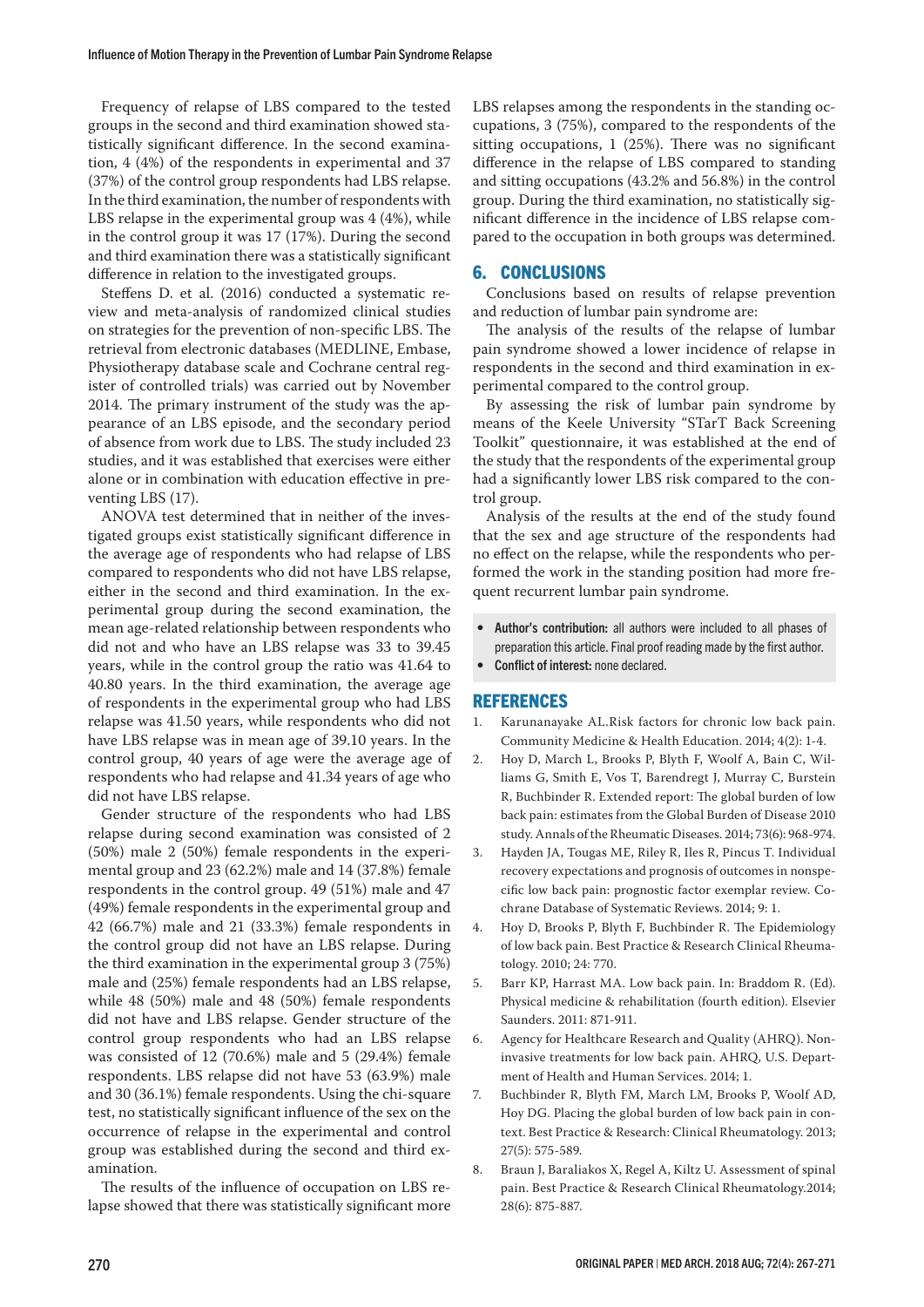Frequency of relapse of LBS compared to the tested groups in the second and third examination showed statistically significant difference. In the second examination, 4 (4%) of the respondents in experimental and 37 (37%) of the control group respondents had LBS relapse. In the third examination, the number of respondents with LBS relapse in the experimental group was 4 (4%), while in the control group it was 17 (17%). During the second and third examination there was a statistically significant difference in relation to the investigated groups.

Steffens D. et al. (2016) conducted a systematic review and meta-analysis of randomized clinical studies on strategies for the prevention of non-specific LBS. The retrieval from electronic databases (MEDLINE, Embase, Physiotherapy database scale and Cochrane central register of controlled trials) was carried out by November 2014. The primary instrument of the study was the appearance of an LBS episode, and the secondary period of absence from work due to LBS. The study included 23 studies, and it was established that exercises were either alone or in combination with education effective in preventing LBS (17).

ANOVA test determined that in neither of the investigated groups exist statistically significant difference in the average age of respondents who had relapse of LBS compared to respondents who did not have LBS relapse, either in the second and third examination. In the experimental group during the second examination, the mean age-related relationship between respondents who did not and who have an LBS relapse was 33 to 39.45 years, while in the control group the ratio was 41.64 to 40.80 years. In the third examination, the average age of respondents in the experimental group who had LBS relapse was 41.50 years, while respondents who did not have LBS relapse was in mean age of 39.10 years. In the control group, 40 years of age were the average age of respondents who had relapse and 41.34 years of age who did not have LBS relapse.

Gender structure of the respondents who had LBS relapse during second examination was consisted of 2 (50%) male 2 (50%) female respondents in the experimental group and 23 (62.2%) male and 14 (37.8%) female respondents in the control group. 49 (51%) male and 47 (49%) female respondents in the experimental group and 42 (66.7%) male and 21 (33.3%) female respondents in the control group did not have an LBS relapse. During the third examination in the experimental group 3 (75%) male and (25%) female respondents had an LBS relapse, while 48 (50%) male and 48 (50%) female respondents did not have and LBS relapse. Gender structure of the control group respondents who had an LBS relapse was consisted of 12 (70.6%) male and 5 (29.4%) female respondents. LBS relapse did not have 53 (63.9%) male and 30 (36.1%) female respondents. Using the chi-square test, no statistically significant influence of the sex on the occurrence of relapse in the experimental and control group was established during the second and third examination.

The results of the influence of occupation on LBS relapse showed that there was statistically significant more LBS relapses among the respondents in the standing occupations, 3 (75%), compared to the respondents of the sitting occupations, 1 (25%). There was no significant difference in the relapse of LBS compared to standing and sitting occupations (43.2% and 56.8%) in the control group. During the third examination, no statistically significant difference in the incidence of LBS relapse compared to the occupation in both groups was determined.

## 6. CONCLUSIONS

Conclusions based on results of relapse prevention and reduction of lumbar pain syndrome are:

The analysis of the results of the relapse of lumbar pain syndrome showed a lower incidence of relapse in respondents in the second and third examination in experimental compared to the control group.

By assessing the risk of lumbar pain syndrome by means of the Keele University "STarT Back Screening Toolkit" questionnaire, it was established at the end of the study that the respondents of the experimental group had a significantly lower LBS risk compared to the control group.

Analysis of the results at the end of the study found that the sex and age structure of the respondents had no effect on the relapse, while the respondents who performed the work in the standing position had more frequent recurrent lumbar pain syndrome.

- **Author's contribution:** all authors were included to all phases of preparation this article. Final proof reading made by the first author.
- **Conflict of interest:** none declared.

## REFERENCES

1. Karunanayake AL.Risk factors for chronic low back pain. Community Medicine & Health Education. 2014; 4(2): 1-4.
2. Hoy D, March L, Brooks P, Blyth F, Woolf A, Bain C, Williams G, Smith E, Vos T, Barendregt J, Murray C, Burstein R, Buchbinder R. Extended report: The global burden of low back pain: estimates from the Global Burden of Disease 2010 study. Annals of the Rheumatic Diseases. 2014; 73(6): 968-974.
3. Hayden JA, Tougas ME, Riley R, Iles R, Pincus T. Individual recovery expectations and prognosis of outcomes in nonspecific low back pain: prognostic factor exemplar review. Cochrane Database of Systematic Reviews. 2014; 9: 1.
4. Hoy D, Brooks P, Blyth F, Buchbinder R. The Epidemiology of low back pain. Best Practice & Research Clinical Rheumatology. 2010; 24: 770.
5. Barr KP, Harrast MA. Low back pain. In: Braddom R. (Ed). Physical medicine & rehabilitation (fourth edition). Elsevier Saunders. 2011: 871-911.
6. Agency for Healthcare Research and Quality (AHRQ). Noninvasive treatments for low back pain. AHRQ, U.S. Department of Health and Human Services. 2014; 1.
7. Buchbinder R, Blyth FM, March LM, Brooks P, Woolf AD, Hoy DG. Placing the global burden of low back pain in context. Best Practice & Research: Clinical Rheumatology. 2013; 27(5): 575-589.
8. Braun J, Baraliakos X, Regel A, Kiltz U. Assessment of spinal pain. Best Practice & Research Clinical Rheumatology.2014; 28(6): 875-887.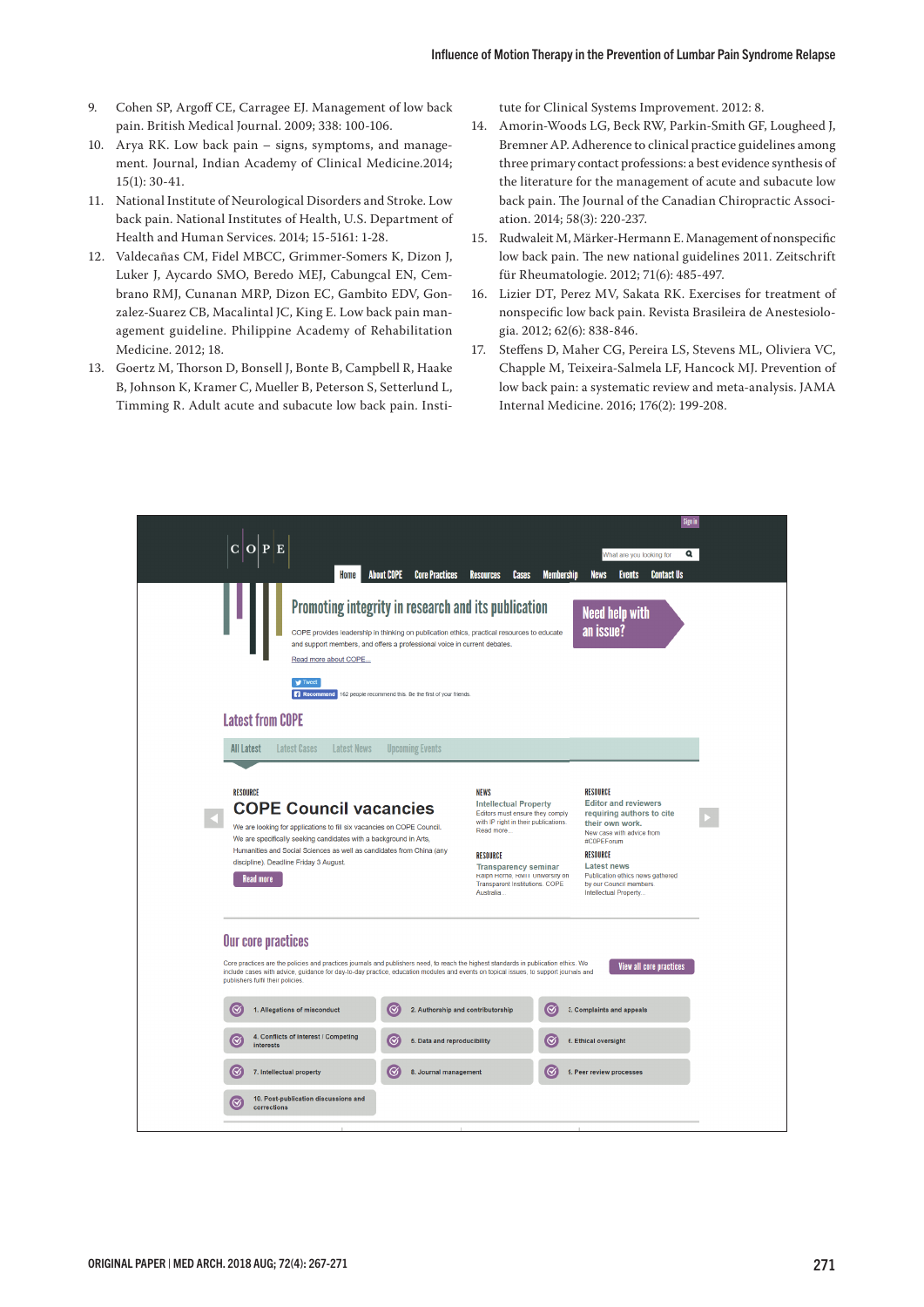9. Cohen SP, Argoff CE, Carragee EJ. Management of low back pain. British Medical Journal. 2009; 338: 100-106.
10. Arya RK. Low back pain – signs, symptoms, and management. Journal, Indian Academy of Clinical Medicine.2014; 15(1): 30-41.
11. National Institute of Neurological Disorders and Stroke. Low back pain. National Institutes of Health, U.S. Department of Health and Human Services. 2014; 15-5161: 1-28.
12. Valdecañas CM, Fidel MBCC, Grimmer-Somers K, Dizon J, Luker J, Aycardo SMO, Beredo MEJ, Cabungcal EN, Cembrano RMJ, Cunanan MRP, Dizon EC, Gambito EDV, Gonzalez-Suarez CB, Macalintal JC, King E. Low back pain management guideline. Philippine Academy of Rehabilitation Medicine. 2012; 18.
13. Goertz M, Thorson D, Bonsell J, Bonte B, Campbell R, Haake B, Johnson K, Kramer C, Mueller B, Peterson S, Setterlund L, Timming R. Adult acute and subacute low back pain. Institute for Clinical Systems Improvement. 2012: 8.
14. Amorin-Woods LG, Beck RW, Parkin-Smith GF, Lougheed J, Bremner AP. Adherence to clinical practice guidelines among three primary contact professions: a best evidence synthesis of the literature for the management of acute and subacute low back pain. The Journal of the Canadian Chiropractic Association. 2014; 58(3): 220-237.
15. Rudwaleit M, Märker-Hermann E. Management of nonspecific low back pain. The new national guidelines 2011. Zeitschrift für Rheumatologie. 2012; 71(6): 485-497.
16. Lizier DT, Perez MV, Sakata RK. Exercises for treatment of nonspecific low back pain. Revista Brasileira de Anestesiologia. 2012; 62(6): 838-846.
17. Steffens D, Maher CG, Pereira LS, Stevens ML, Oliviera VC, Chapple M, Teixeira-Salmela LF, Hancock MJ. Prevention of low back pain: a systematic review and meta-analysis. JAMA Internal Medicine. 2016; 176(2): 199-208.